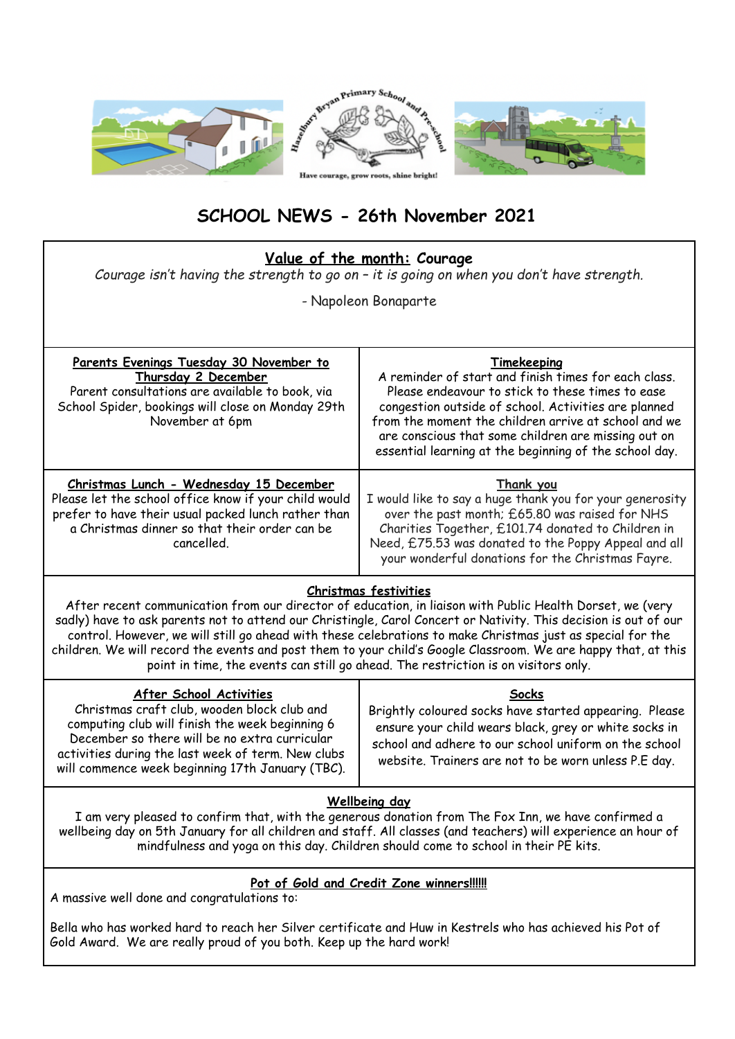Hazelbury Bryan Primary School and Pre-school

Have courage, grow roots, shine bright!

# SCHOOL NEWS - 26th November 2021

## Value of the month: Courage

*Courage isn't having the strength to go on – it is going on when you don't have strength.*

- Napoleon Bonaparte

### Parents Evenings Tuesday 30 November to Thursday 2 December

Parent consultations are available to book, via School Spider, bookings will close on Monday 29th November at 6pm

### Timekeeping

A reminder of start and finish times for each class. Please endeavour to stick to these times to ease congestion outside of school. Activities are planned from the moment the children arrive at school and we are conscious that some children are missing out on essential learning at the beginning of the school day.

### Christmas Lunch - Wednesday 15 December

Please let the school office know if your child would prefer to have their usual packed lunch rather than a Christmas dinner so that their order can be cancelled.

### Thank you

I would like to say a huge thank you for your generosity over the past month; £65.80 was raised for NHS Charities Together, £101.74 donated to Children in Need, £75.53 was donated to the Poppy Appeal and all your wonderful donations for the Christmas Fayre.

### Christmas festivities

After recent communication from our director of education, in liaison with Public Health Dorset, we (very sadly) have to ask parents not to attend our Christingle, Carol Concert or Nativity. This decision is out of our control. However, we will still go ahead with these celebrations to make Christmas just as special for the children. We will record the events and post them to your child's Google Classroom. We are happy that, at this point in time, the events can still go ahead. The restriction is on visitors only.

### After School Activities

Christmas craft club, wooden block club and computing club will finish the week beginning 6 December so there will be no extra curricular activities during the last week of term. New clubs will commence week beginning 17th January (TBC).

### Socks

Brightly coloured socks have started appearing. Please ensure your child wears black, grey or white socks in school and adhere to our school uniform on the school website. Trainers are not to be worn unless P.E day.

### Wellbeing day

I am very pleased to confirm that, with the generous donation from The Fox Inn, we have confirmed a wellbeing day on 5th January for all children and staff. All classes (and teachers) will experience an hour of mindfulness and yoga on this day. Children should come to school in their PE kits.

### Pot of Gold and Credit Zone winners!!!!!!

A massive well done and congratulations to:

Bella who has worked hard to reach her Silver certificate and Huw in Kestrels who has achieved his Pot of Gold Award. We are really proud of you both. Keep up the hard work!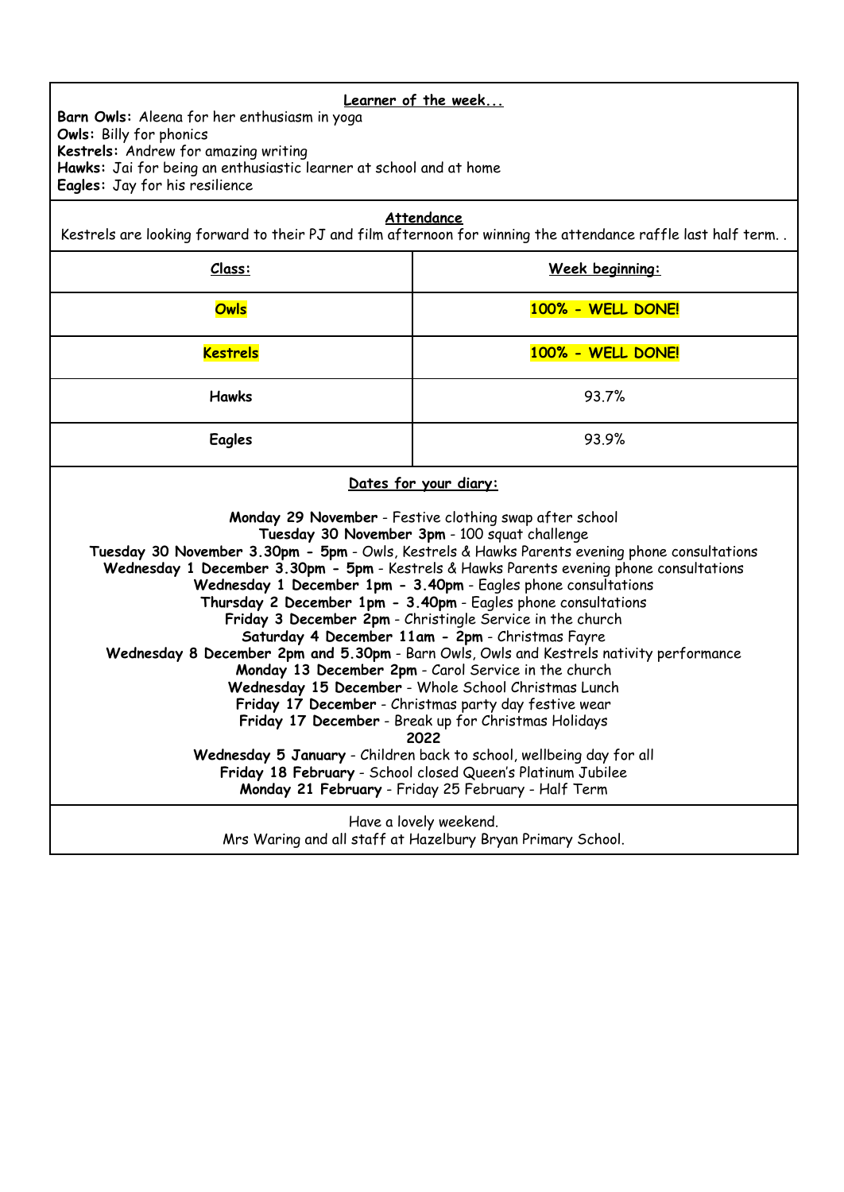**Learner of the week...**

**Barn Owls:** Aleena for her enthusiasm in yoga
**Owls:** Billy for phonics
**Kestrels:** Andrew for amazing writing
**Hawks:** Jai for being an enthusiastic learner at school and at home
**Eagles:** Jay for his resilience

**Attendance**

Kestrels are looking forward to their PJ and film afternoon for winning the attendance raffle last half term. .

| Class: | Week beginning: |
|---|---|
| **Owls** | **100% - WELL DONE!** |
| **Kestrels** | **100% - WELL DONE!** |
| **Hawks** | 93.7% |
| **Eagles** | 93.9% |

**Dates for your diary:**

**Monday 29 November** - Festive clothing swap after school
**Tuesday 30 November 3pm** - 100 squat challenge
**Tuesday 30 November 3.30pm - 5pm** - Owls, Kestrels & Hawks Parents evening phone consultations
**Wednesday 1 December 3.30pm - 5pm** - Kestrels & Hawks Parents evening phone consultations
**Wednesday 1 December 1pm - 3.40pm** - Eagles phone consultations
**Thursday 2 December 1pm - 3.40pm** - Eagles phone consultations
**Friday 3 December 2pm** - Christingle Service in the church
**Saturday 4 December 11am - 2pm** - Christmas Fayre
**Wednesday 8 December 2pm and 5.30pm** - Barn Owls, Owls and Kestrels nativity performance
**Monday 13 December 2pm** - Carol Service in the church
**Wednesday 15 December** - Whole School Christmas Lunch
**Friday 17 December** - Christmas party day festive wear
**Friday 17 December** - Break up for Christmas Holidays

**2022**

**Wednesday 5 January** - Children back to school, wellbeing day for all
**Friday 18 February** - School closed Queen's Platinum Jubilee
**Monday 21 February** - Friday 25 February - Half Term

Have a lovely weekend.
Mrs Waring and all staff at Hazelbury Bryan Primary School.